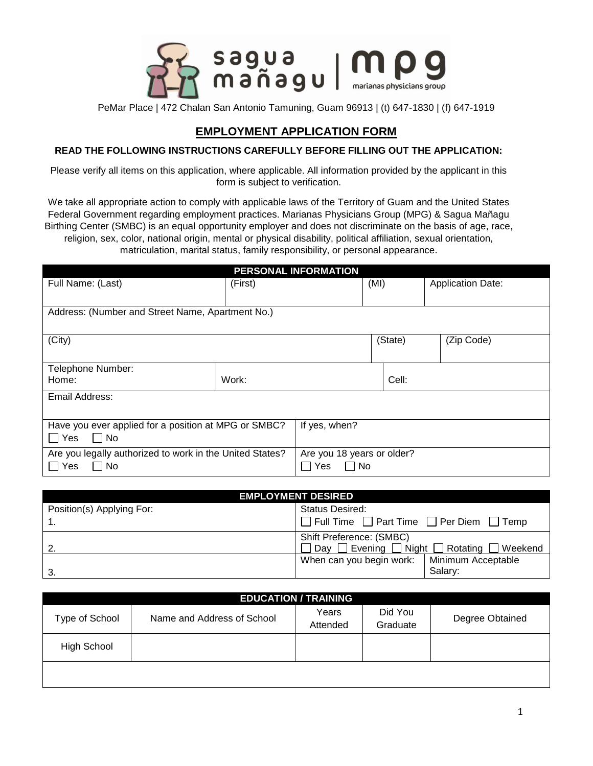sagua mañagu | mpg marianas physicians group

PeMar Place | 472 Chalan San Antonio Tamuning, Guam 96913 | (t) 647-1830 | (f) 647-1919

# EMPLOYMENT APPLICATION FORM

**READ THE FOLLOWING INSTRUCTIONS CAREFULLY BEFORE FILLING OUT THE APPLICATION:**

Please verify all items on this application, where applicable. All information provided by the applicant in this form is subject to verification.

We take all appropriate action to comply with applicable laws of the Territory of Guam and the United States Federal Government regarding employment practices. Marianas Physicians Group (MPG) & Sagua Mañagu Birthing Center (SMBC) is an equal opportunity employer and does not discriminate on the basis of age, race, religion, sex, color, national origin, mental or physical disability, political affiliation, sexual orientation, matriculation, marital status, family responsibility, or personal appearance.

| PERSONAL INFORMATION | | | |
|---|---|---|---|
| Full Name: (Last) | (First) | (MI) | Application Date: |
| Address: (Number and Street Name, Apartment No.) | | | |
| (City) | | (State) | (Zip Code) |
| Telephone Number: Home: | Work: | Cell: | |
| Email Address: | | | |
| Have you ever applied for a position at MPG or SMBC? ☐ Yes ☐ No | If yes, when? | | |
| Are you legally authorized to work in the United States? ☐ Yes ☐ No | Are you 18 years or older? ☐ Yes ☐ No | | |

| EMPLOYMENT DESIRED | | |
|---|---|---|
| Position(s) Applying For: 1. | Status Desired: ☐ Full Time ☐ Part Time ☐ Per Diem ☐ Temp | |
| 2. | Shift Preference: (SMBC) ☐ Day ☐ Evening ☐ Night ☐ Rotating ☐ Weekend | |
| 3. | When can you begin work: | Minimum Acceptable Salary: |

| EDUCATION / TRAINING | | | | |
|---|---|---|---|---|
| Type of School | Name and Address of School | Years Attended | Did You Graduate | Degree Obtained |
| High School | | | | |
| | | | | |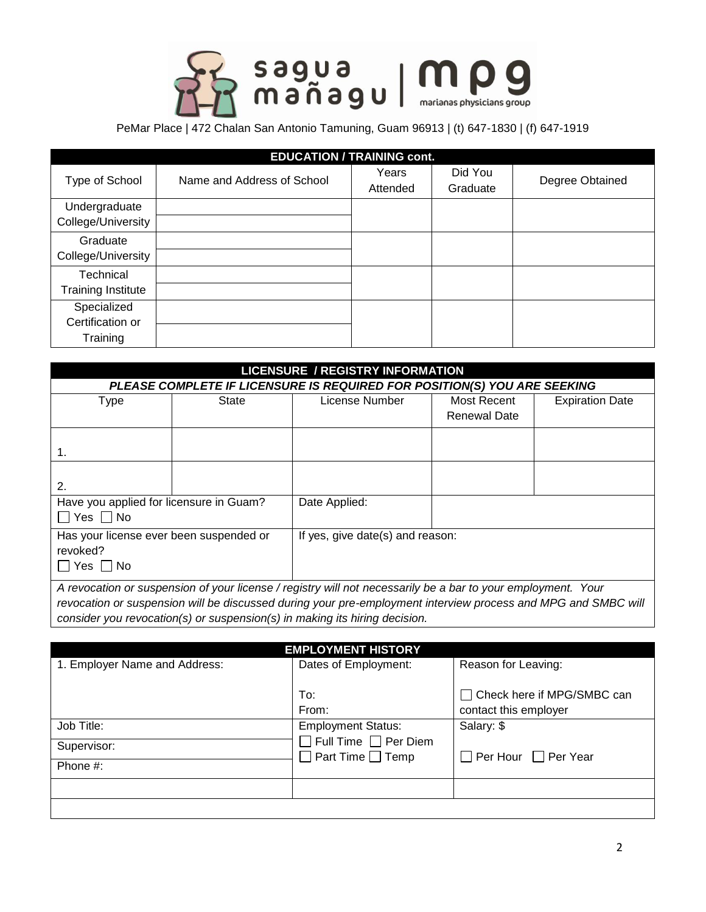PeMar Place | 472 Chalan San Antonio Tamuning, Guam 96913 | (t) 647-1830 | (f) 647-1919

| EDUCATION / TRAINING cont. | | | | |
|---|---|---|---|---|
| Type of School | Name and Address of School | Years Attended | Did You Graduate | Degree Obtained |
| Undergraduate College/University | | | | |
| Graduate College/University | | | | |
| Technical Training Institute | | | | |
| Specialized Certification or Training | | | | |

| LICENSURE / REGISTRY INFORMATION | | | | |
|---|---|---|---|---|
| ***PLEASE COMPLETE IF LICENSURE IS REQUIRED FOR POSITION(S) YOU ARE SEEKING*** | | | | |
| Type | State | License Number | Most Recent Renewal Date | Expiration Date |
| 1. | | | | |
| 2. | | | | |
| Have you applied for licensure in Guam? ☐ Yes ☐ No | | Date Applied: | | |
| Has your license ever been suspended or revoked? ☐ Yes ☐ No | | If yes, give date(s) and reason: | | |

*A revocation or suspension of your license / registry will not necessarily be a bar to your employment. Your revocation or suspension will be discussed during your pre-employment interview process and MPG and SMBC will consider you revocation(s) or suspension(s) in making its hiring decision.*

| EMPLOYMENT HISTORY | | |
|---|---|---|
| 1. Employer Name and Address: | Dates of Employment: To: From: | Reason for Leaving: ☐ Check here if MPG/SMBC can contact this employer |
| Job Title: | Employment Status: ☐ Full Time ☐ Per Diem ☐ Part Time ☐ Temp | Salary: $ ☐ Per Hour ☐ Per Year |
| Supervisor: | | |
| Phone #: | | |
| | | |
| | | |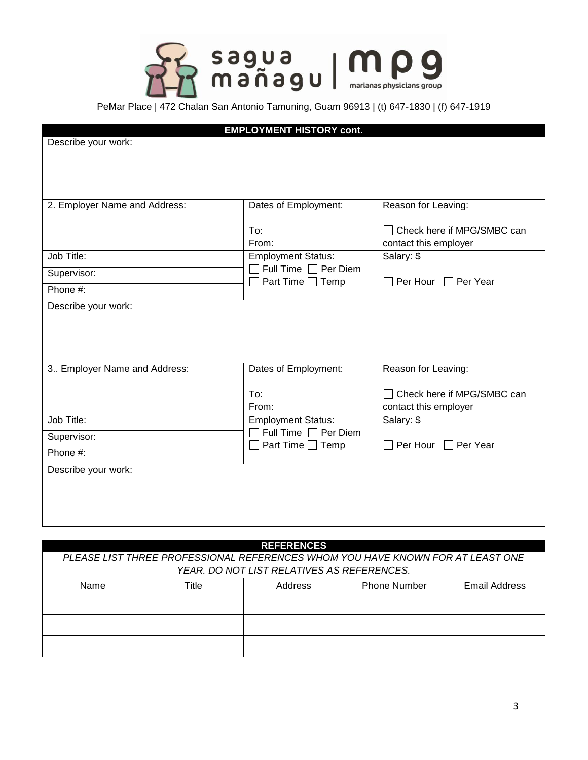sagua mañagu | mpg marianas physicians group

PeMar Place | 472 Chalan San Antonio Tamuning, Guam 96913 | (t) 647-1830 | (f) 647-1919

## EMPLOYMENT HISTORY cont.

Describe your work:

| 2. Employer Name and Address: | Dates of Employment:<br><br>To:<br>From: | Reason for Leaving:<br><br>☐ Check here if MPG/SMBC can contact this employer |
|---|---|---|
| Job Title:<br>Supervisor:<br>Phone #: | Employment Status:<br>☐ Full Time ☐ Per Diem<br>☐ Part Time ☐ Temp | Salary: $<br><br>☐ Per Hour ☐ Per Year |

Describe your work:

| 3.. Employer Name and Address: | Dates of Employment:<br><br>To:<br>From: | Reason for Leaving:<br><br>☐ Check here if MPG/SMBC can contact this employer |
|---|---|---|
| Job Title:<br>Supervisor:<br>Phone #: | Employment Status:<br>☐ Full Time ☐ Per Diem<br>☐ Part Time ☐ Temp | Salary: $<br><br>☐ Per Hour ☐ Per Year |

Describe your work:

## REFERENCES

*PLEASE LIST THREE PROFESSIONAL REFERENCES WHOM YOU HAVE KNOWN FOR AT LEAST ONE YEAR. DO NOT LIST RELATIVES AS REFERENCES.*

| Name | Title | Address | Phone Number | Email Address |
|---|---|---|---|---|
| | | | | |
| | | | | |
| | | | | |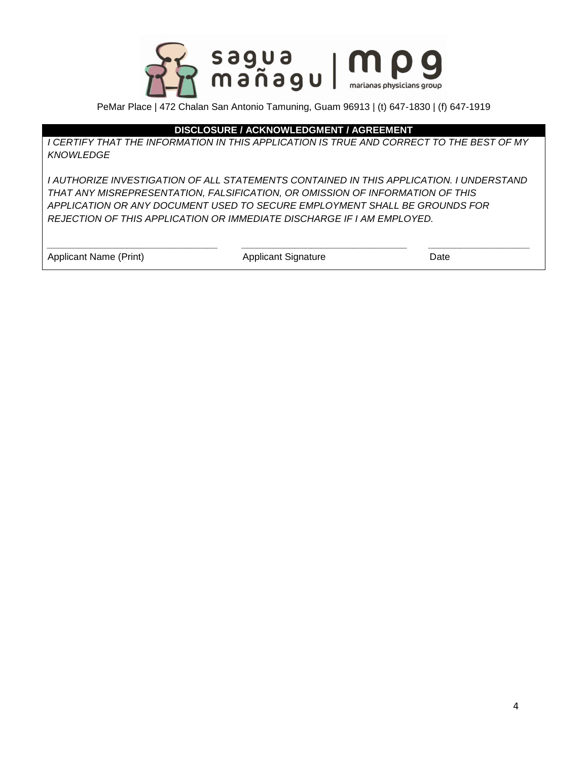sagua mañagu | mpg marianas physicians group

PeMar Place | 472 Chalan San Antonio Tamuning, Guam 96913 | (t) 647-1830 | (f) 647-1919

## DISCLOSURE / ACKNOWLEDGMENT / AGREEMENT

*I CERTIFY THAT THE INFORMATION IN THIS APPLICATION IS TRUE AND CORRECT TO THE BEST OF MY KNOWLEDGE*

*I AUTHORIZE INVESTIGATION OF ALL STATEMENTS CONTAINED IN THIS APPLICATION. I UNDERSTAND THAT ANY MISREPRESENTATION, FALSIFICATION, OR OMISSION OF INFORMATION OF THIS APPLICATION OR ANY DOCUMENT USED TO SECURE EMPLOYMENT SHALL BE GROUNDS FOR REJECTION OF THIS APPLICATION OR IMMEDIATE DISCHARGE IF I AM EMPLOYED.*

| | | |
|---|---|---|
| ______________________________ | ______________________________ | ____________________ |
| Applicant Name (Print) | Applicant Signature | Date |